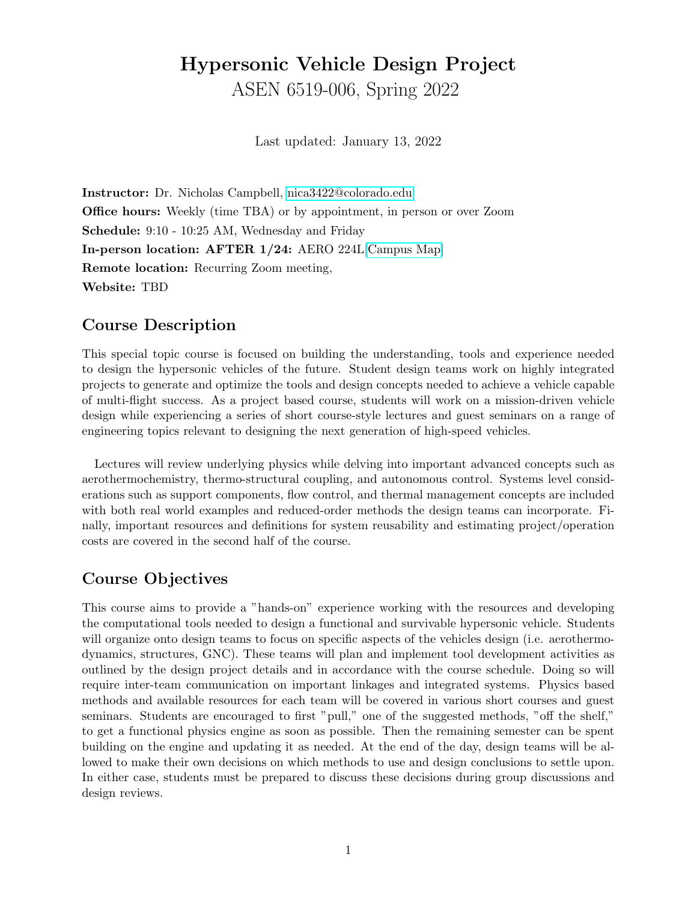# Hypersonic Vehicle Design Project

ASEN 6519-006, Spring 2022

Last updated: January 13, 2022

**Instructor:** Dr. Nicholas Campbell, nica3422@colorado.edu
**Office hours:** Weekly (time TBA) or by appointment, in person or over Zoom
**Schedule:** 9:10 - 10:25 AM, Wednesday and Friday
**In-person location: AFTER 1/24:** AERO 224L(Campus Map)
**Remote location:** Recurring Zoom meeting,
**Website:** TBD

## Course Description

This special topic course is focused on building the understanding, tools and experience needed to design the hypersonic vehicles of the future. Student design teams work on highly integrated projects to generate and optimize the tools and design concepts needed to achieve a vehicle capable of multi-flight success. As a project based course, students will work on a mission-driven vehicle design while experiencing a series of short course-style lectures and guest seminars on a range of engineering topics relevant to designing the next generation of high-speed vehicles.

Lectures will review underlying physics while delving into important advanced concepts such as aerothermochemistry, thermo-structural coupling, and autonomous control. Systems level considerations such as support components, flow control, and thermal management concepts are included with both real world examples and reduced-order methods the design teams can incorporate. Finally, important resources and definitions for system reusability and estimating project/operation costs are covered in the second half of the course.

## Course Objectives

This course aims to provide a "hands-on" experience working with the resources and developing the computational tools needed to design a functional and survivable hypersonic vehicle. Students will organize onto design teams to focus on specific aspects of the vehicles design (i.e. aerothermodynamics, structures, GNC). These teams will plan and implement tool development activities as outlined by the design project details and in accordance with the course schedule. Doing so will require inter-team communication on important linkages and integrated systems. Physics based methods and available resources for each team will be covered in various short courses and guest seminars. Students are encouraged to first "pull," one of the suggested methods, "off the shelf," to get a functional physics engine as soon as possible. Then the remaining semester can be spent building on the engine and updating it as needed. At the end of the day, design teams will be allowed to make their own decisions on which methods to use and design conclusions to settle upon. In either case, students must be prepared to discuss these decisions during group discussions and design reviews.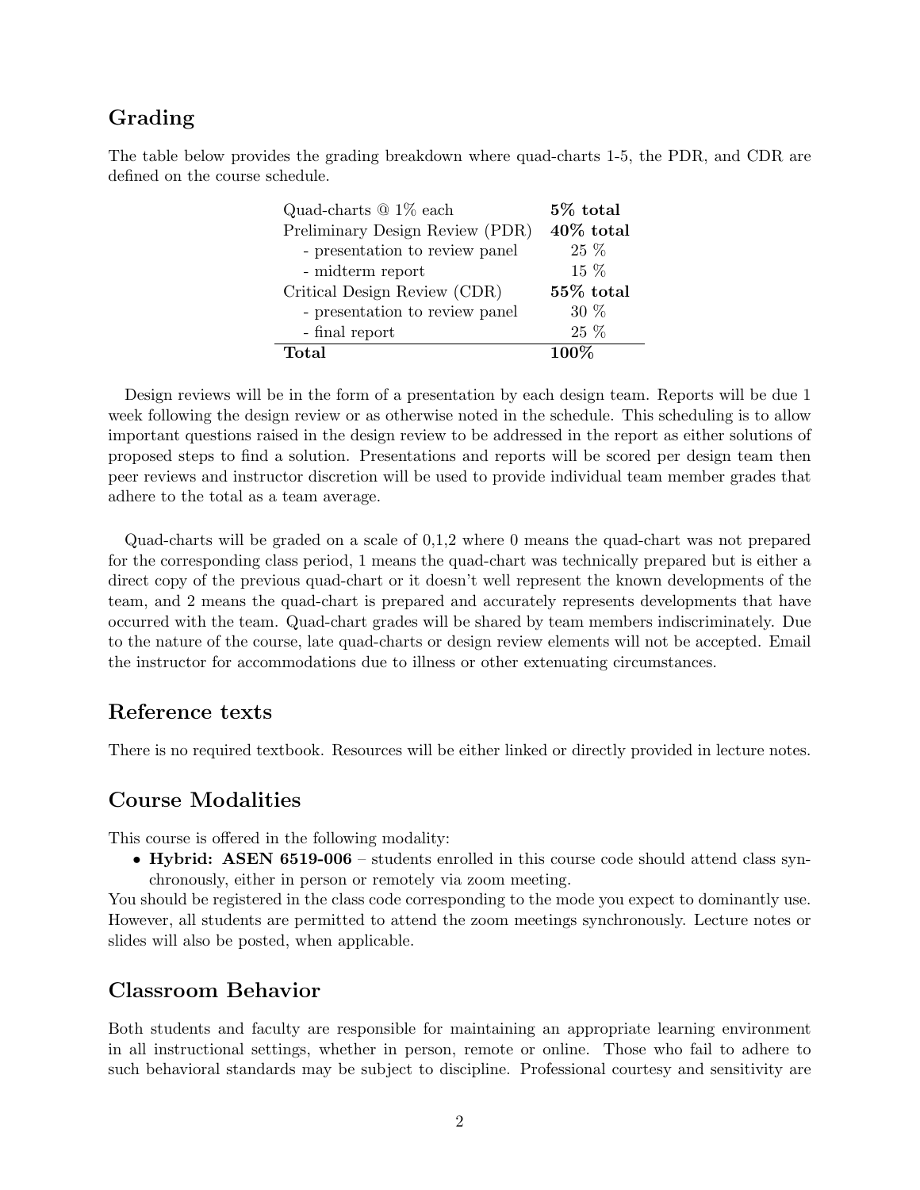## Grading

The table below provides the grading breakdown where quad-charts 1-5, the PDR, and CDR are defined on the course schedule.

| | |
|---|---|
| Quad-charts @ 1% each | **5% total** |
| Preliminary Design Review (PDR) | **40% total** |
| - presentation to review panel | 25 % |
| - midterm report | 15 % |
| Critical Design Review (CDR) | **55% total** |
| - presentation to review panel | 30 % |
| - final report | 25 % |
| **Total** | **100%** |

Design reviews will be in the form of a presentation by each design team. Reports will be due 1 week following the design review or as otherwise noted in the schedule. This scheduling is to allow important questions raised in the design review to be addressed in the report as either solutions of proposed steps to find a solution. Presentations and reports will be scored per design team then peer reviews and instructor discretion will be used to provide individual team member grades that adhere to the total as a team average.

Quad-charts will be graded on a scale of 0,1,2 where 0 means the quad-chart was not prepared for the corresponding class period, 1 means the quad-chart was technically prepared but is either a direct copy of the previous quad-chart or it doesn't well represent the known developments of the team, and 2 means the quad-chart is prepared and accurately represents developments that have occurred with the team. Quad-chart grades will be shared by team members indiscriminately. Due to the nature of the course, late quad-charts or design review elements will not be accepted. Email the instructor for accommodations due to illness or other extenuating circumstances.

## Reference texts

There is no required textbook. Resources will be either linked or directly provided in lecture notes.

## Course Modalities

This course is offered in the following modality:

- **Hybrid: ASEN 6519-006** – students enrolled in this course code should attend class synchronously, either in person or remotely via zoom meeting.

You should be registered in the class code corresponding to the mode you expect to dominantly use. However, all students are permitted to attend the zoom meetings synchronously. Lecture notes or slides will also be posted, when applicable.

## Classroom Behavior

Both students and faculty are responsible for maintaining an appropriate learning environment in all instructional settings, whether in person, remote or online. Those who fail to adhere to such behavioral standards may be subject to discipline. Professional courtesy and sensitivity are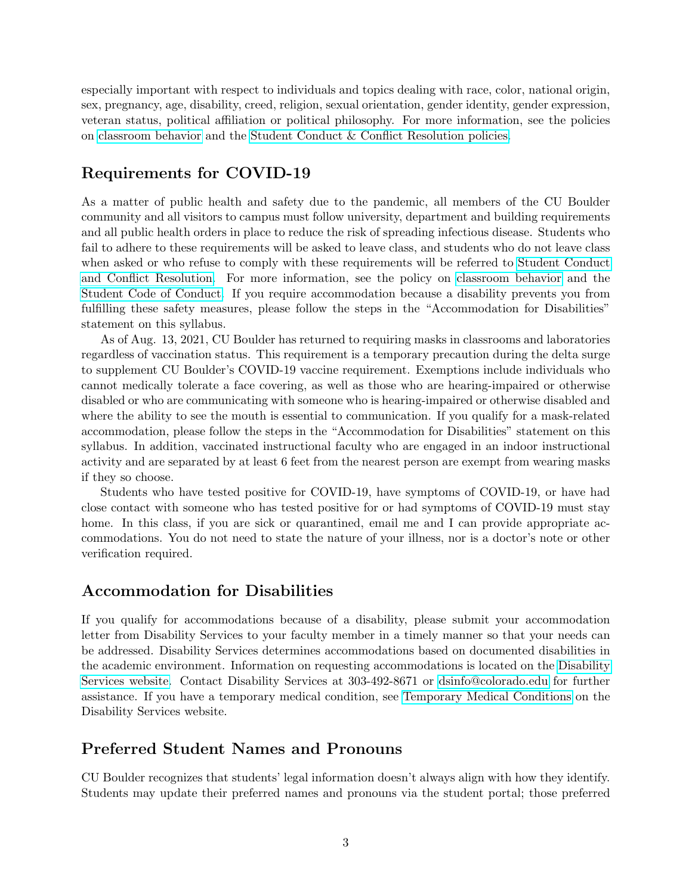especially important with respect to individuals and topics dealing with race, color, national origin, sex, pregnancy, age, disability, creed, religion, sexual orientation, gender identity, gender expression, veteran status, political affiliation or political philosophy. For more information, see the policies on classroom behavior and the Student Conduct & Conflict Resolution policies.

## Requirements for COVID-19

As a matter of public health and safety due to the pandemic, all members of the CU Boulder community and all visitors to campus must follow university, department and building requirements and all public health orders in place to reduce the risk of spreading infectious disease. Students who fail to adhere to these requirements will be asked to leave class, and students who do not leave class when asked or who refuse to comply with these requirements will be referred to Student Conduct and Conflict Resolution. For more information, see the policy on classroom behavior and the Student Code of Conduct. If you require accommodation because a disability prevents you from fulfilling these safety measures, please follow the steps in the "Accommodation for Disabilities" statement on this syllabus.

As of Aug. 13, 2021, CU Boulder has returned to requiring masks in classrooms and laboratories regardless of vaccination status. This requirement is a temporary precaution during the delta surge to supplement CU Boulder's COVID-19 vaccine requirement. Exemptions include individuals who cannot medically tolerate a face covering, as well as those who are hearing-impaired or otherwise disabled or who are communicating with someone who is hearing-impaired or otherwise disabled and where the ability to see the mouth is essential to communication. If you qualify for a mask-related accommodation, please follow the steps in the "Accommodation for Disabilities" statement on this syllabus. In addition, vaccinated instructional faculty who are engaged in an indoor instructional activity and are separated by at least 6 feet from the nearest person are exempt from wearing masks if they so choose.

Students who have tested positive for COVID-19, have symptoms of COVID-19, or have had close contact with someone who has tested positive for or had symptoms of COVID-19 must stay home. In this class, if you are sick or quarantined, email me and I can provide appropriate accommodations. You do not need to state the nature of your illness, nor is a doctor's note or other verification required.

## Accommodation for Disabilities

If you qualify for accommodations because of a disability, please submit your accommodation letter from Disability Services to your faculty member in a timely manner so that your needs can be addressed. Disability Services determines accommodations based on documented disabilities in the academic environment. Information on requesting accommodations is located on the Disability Services website. Contact Disability Services at 303-492-8671 or dsinfo@colorado.edu for further assistance. If you have a temporary medical condition, see Temporary Medical Conditions on the Disability Services website.

## Preferred Student Names and Pronouns

CU Boulder recognizes that students' legal information doesn't always align with how they identify. Students may update their preferred names and pronouns via the student portal; those preferred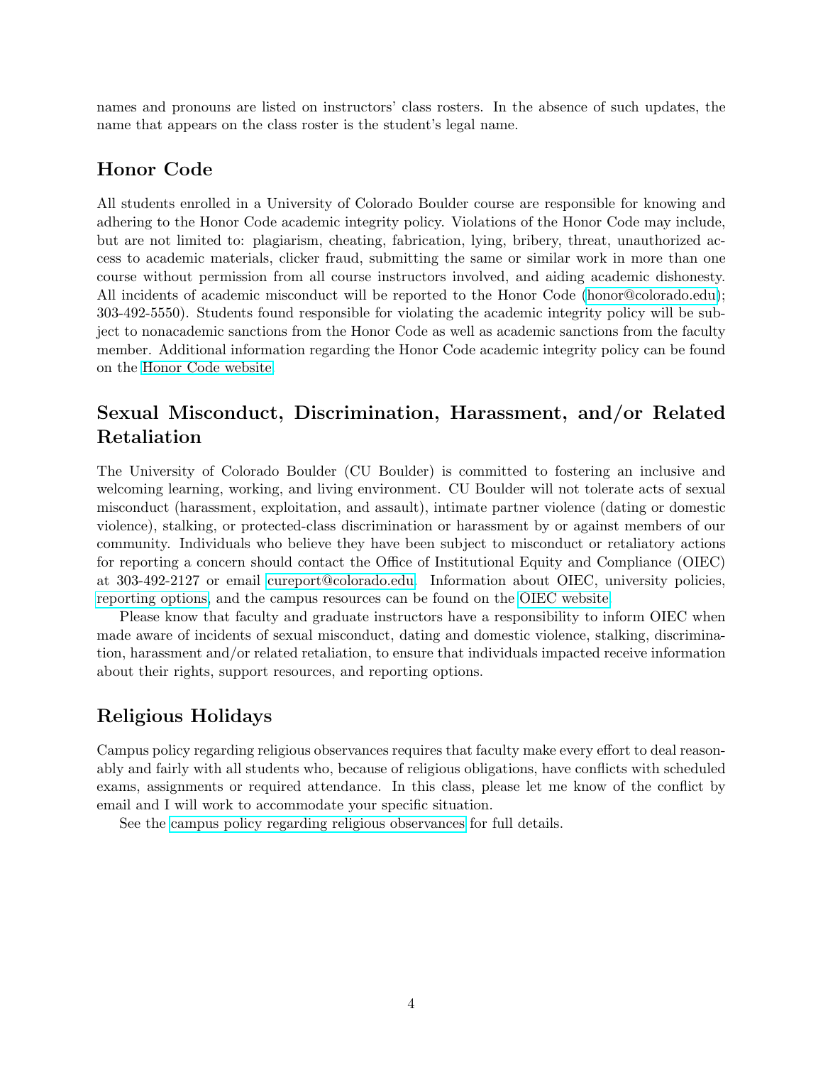names and pronouns are listed on instructors' class rosters. In the absence of such updates, the name that appears on the class roster is the student's legal name.

## Honor Code

All students enrolled in a University of Colorado Boulder course are responsible for knowing and adhering to the Honor Code academic integrity policy. Violations of the Honor Code may include, but are not limited to: plagiarism, cheating, fabrication, lying, bribery, threat, unauthorized access to academic materials, clicker fraud, submitting the same or similar work in more than one course without permission from all course instructors involved, and aiding academic dishonesty. All incidents of academic misconduct will be reported to the Honor Code (honor@colorado.edu; 303-492-5550). Students found responsible for violating the academic integrity policy will be subject to nonacademic sanctions from the Honor Code as well as academic sanctions from the faculty member. Additional information regarding the Honor Code academic integrity policy can be found on the Honor Code website.

## Sexual Misconduct, Discrimination, Harassment, and/or Related Retaliation

The University of Colorado Boulder (CU Boulder) is committed to fostering an inclusive and welcoming learning, working, and living environment. CU Boulder will not tolerate acts of sexual misconduct (harassment, exploitation, and assault), intimate partner violence (dating or domestic violence), stalking, or protected-class discrimination or harassment by or against members of our community. Individuals who believe they have been subject to misconduct or retaliatory actions for reporting a concern should contact the Office of Institutional Equity and Compliance (OIEC) at 303-492-2127 or email cureport@colorado.edu. Information about OIEC, university policies, reporting options, and the campus resources can be found on the OIEC website.

Please know that faculty and graduate instructors have a responsibility to inform OIEC when made aware of incidents of sexual misconduct, dating and domestic violence, stalking, discrimination, harassment and/or related retaliation, to ensure that individuals impacted receive information about their rights, support resources, and reporting options.

## Religious Holidays

Campus policy regarding religious observances requires that faculty make every effort to deal reasonably and fairly with all students who, because of religious obligations, have conflicts with scheduled exams, assignments or required attendance. In this class, please let me know of the conflict by email and I will work to accommodate your specific situation.

See the campus policy regarding religious observances for full details.